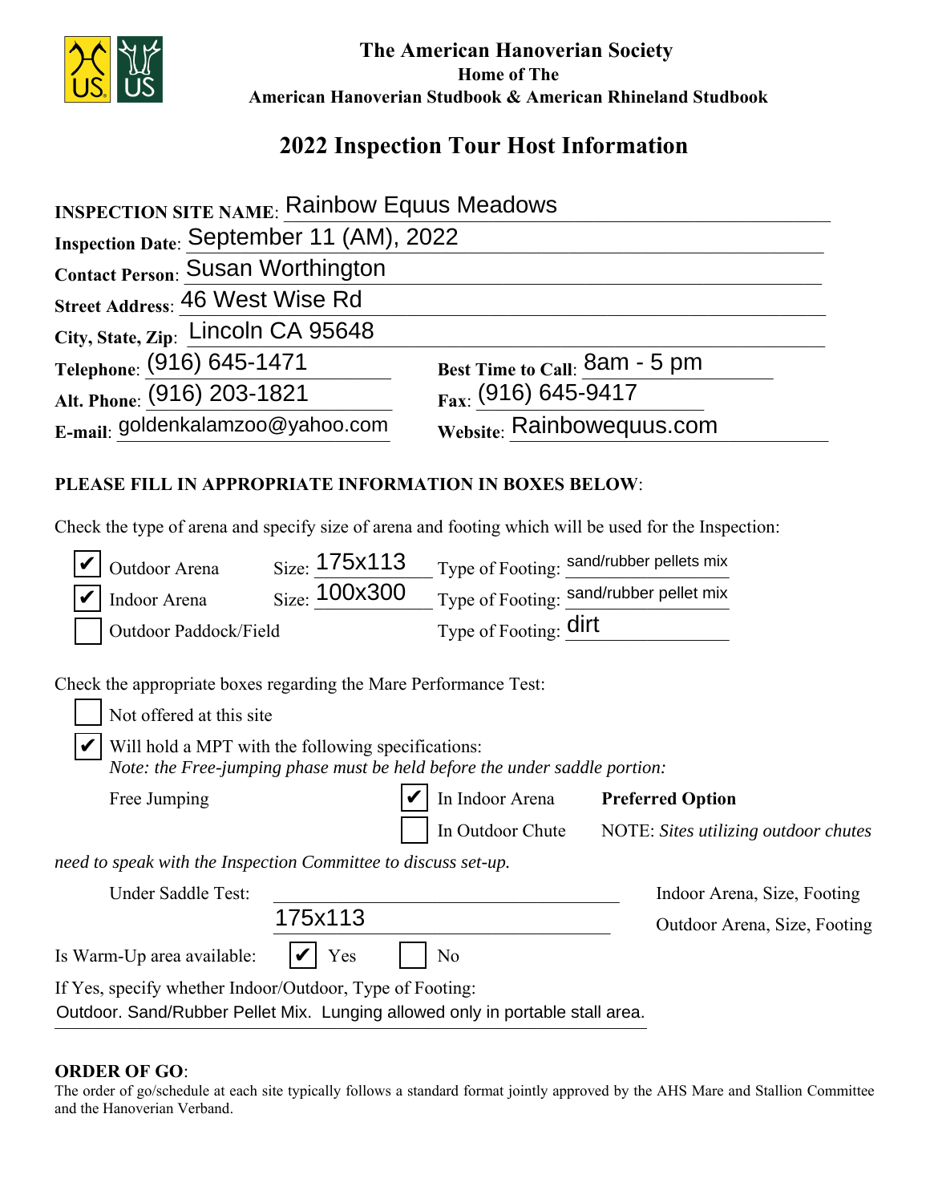**The American Hanoverian Society**
**Home of The**
**American Hanoverian Studbook & American Rhineland Studbook**

# 2022 Inspection Tour Host Information

**INSPECTION SITE NAME**: Rainbow Equus Meadows

**Inspection Date**: September 11 (AM), 2022

**Contact Person**: Susan Worthington

**Street Address**: 46 West Wise Rd

**City, State, Zip**: Lincoln CA 95648

**Telephone**: (916) 645-1471 **Best Time to Call**: 8am - 5 pm

**Alt. Phone**: (916) 203-1821 **Fax**: (916) 645-9417

**E-mail**: goldenkalamzoo@yahoo.com **Website**: Rainbowequus.com

**PLEASE FILL IN APPROPRIATE INFORMATION IN BOXES BELOW**:

Check the type of arena and specify size of arena and footing which will be used for the Inspection:

- ☑ Outdoor Arena Size: 175x113 Type of Footing: sand/rubber pellets mix
- ☑ Indoor Arena Size: 100x300 Type of Footing: sand/rubber pellet mix
- ☐ Outdoor Paddock/Field Type of Footing: dirt

Check the appropriate boxes regarding the Mare Performance Test:

- ☐ Not offered at this site
- ☑ Will hold a MPT with the following specifications:
  *Note: the Free-jumping phase must be held before the under saddle portion:*

Free Jumping ☑ In Indoor Arena **Preferred Option**
☐ In Outdoor Chute NOTE: *Sites utilizing outdoor chutes need to speak with the Inspection Committee to discuss set-up.*

Under Saddle Test: ______________________ Indoor Arena, Size, Footing
175x113 Outdoor Arena, Size, Footing

Is Warm-Up area available: ☑ Yes ☐ No

If Yes, specify whether Indoor/Outdoor, Type of Footing:
Outdoor. Sand/Rubber Pellet Mix. Lunging allowed only in portable stall area.

**ORDER OF GO**:
The order of go/schedule at each site typically follows a standard format jointly approved by the AHS Mare and Stallion Committee and the Hanoverian Verband.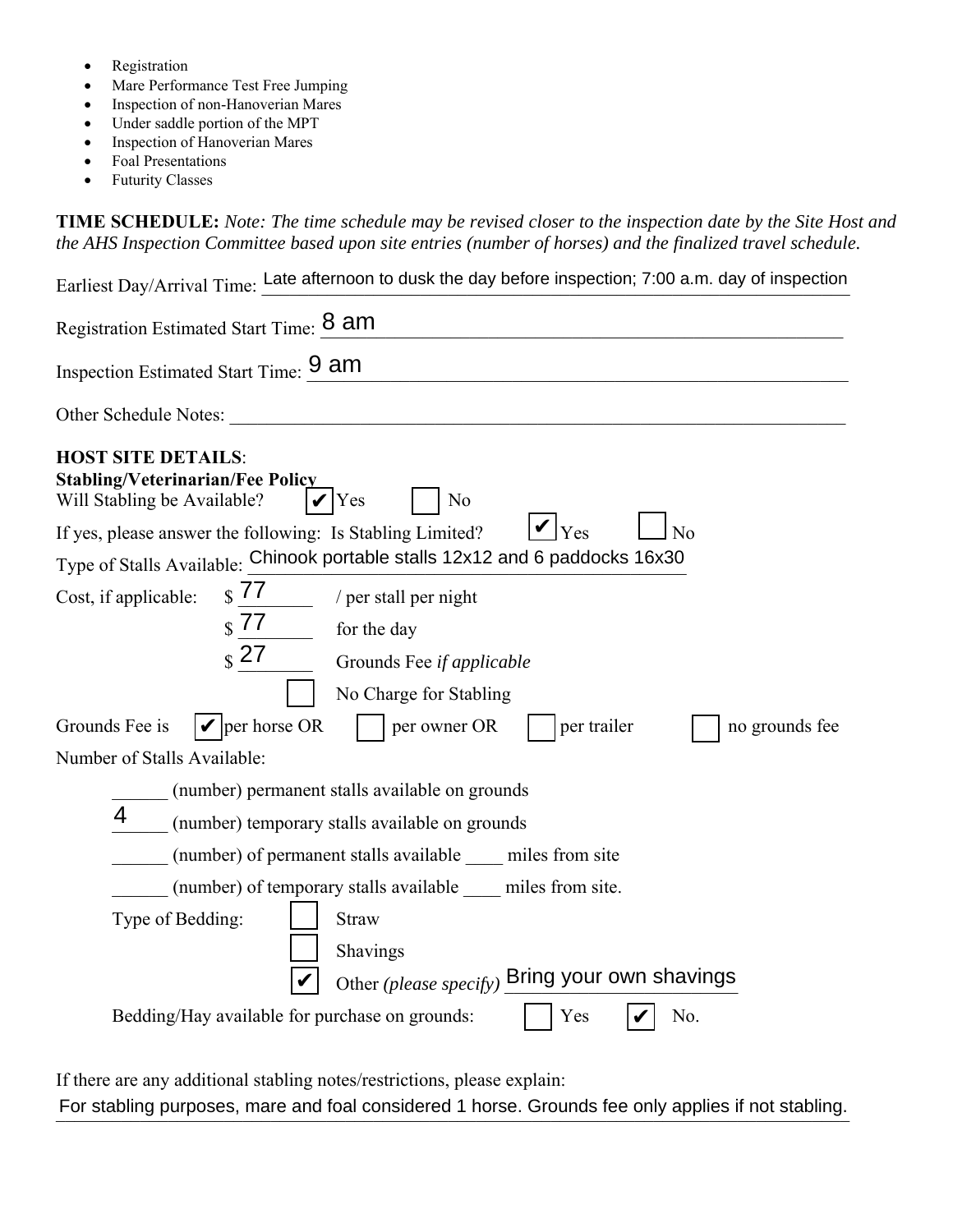- Registration
- Mare Performance Test Free Jumping
- Inspection of non-Hanoverian Mares
- Under saddle portion of the MPT
- Inspection of Hanoverian Mares
- Foal Presentations
- Futurity Classes

**TIME SCHEDULE:** *Note: The time schedule may be revised closer to the inspection date by the Site Host and the AHS Inspection Committee based upon site entries (number of horses) and the finalized travel schedule.*

Earliest Day/Arrival Time: Late afternoon to dusk the day before inspection; 7:00 a.m. day of inspection

Registration Estimated Start Time: 8 am

Inspection Estimated Start Time: 9 am

Other Schedule Notes: ______________________________

**HOST SITE DETAILS**:

**Stabling/Veterinarian/Fee Policy**

Will Stabling be Available? ☑ Yes ☐ No

If yes, please answer the following: Is Stabling Limited? ☑ Yes ☐ No

Type of Stalls Available: Chinook portable stalls 12x12 and 6 paddocks 16x30

Cost, if applicable: $ 77 / per stall per night

$ 77 for the day

$ 27 Grounds Fee *if applicable*

☐ No Charge for Stabling

Grounds Fee is ☑ per horse OR ☐ per owner OR ☐ per trailer ☐ no grounds fee

Number of Stalls Available:

______ (number) permanent stalls available on grounds

4 (number) temporary stalls available on grounds

______ (number) of permanent stalls available ____ miles from site

______ (number) of temporary stalls available ____ miles from site.

Type of Bedding:

☐ Straw

☐ Shavings

☑ Other *(please specify)* Bring your own shavings

Bedding/Hay available for purchase on grounds: ☐ Yes ☑ No.

If there are any additional stabling notes/restrictions, please explain:

For stabling purposes, mare and foal considered 1 horse. Grounds fee only applies if not stabling.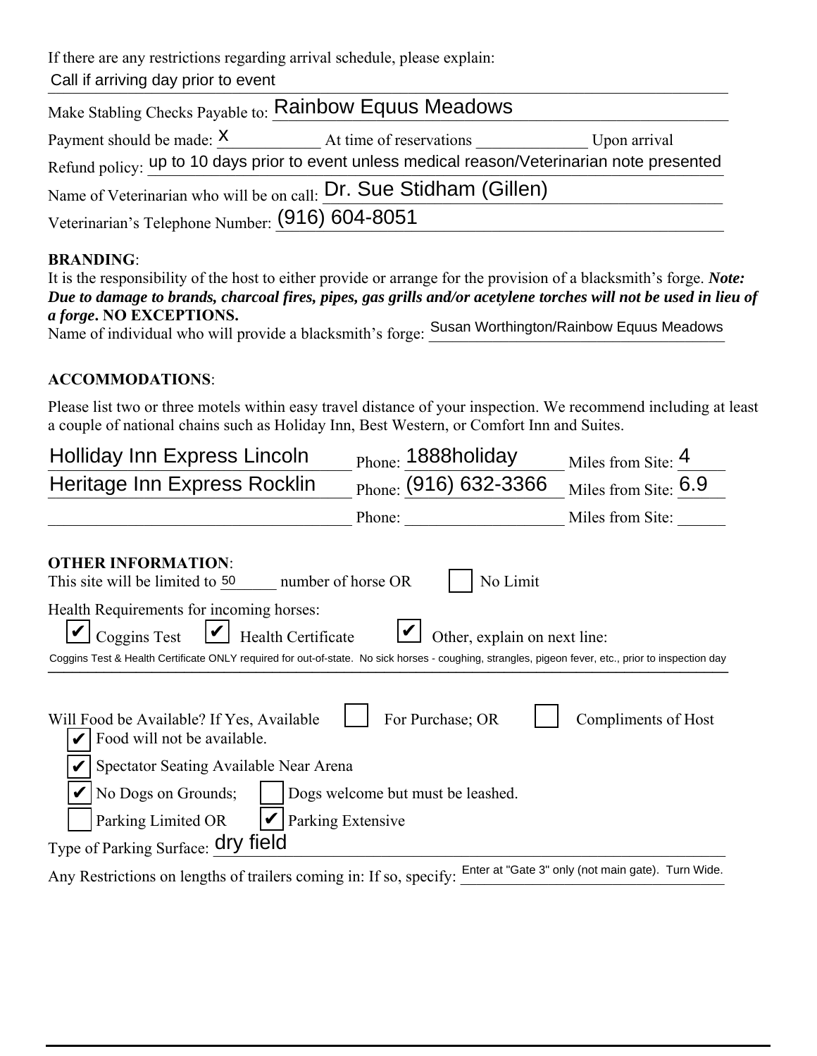If there are any restrictions regarding arrival schedule, please explain:

Call if arriving day prior to event

Make Stabling Checks Payable to: Rainbow Equus Meadows

Payment should be made: x At time of reservations \_\_\_\_\_\_\_\_\_\_\_\_\_ Upon arrival

Refund policy: up to 10 days prior to event unless medical reason/Veterinarian note presented

Name of Veterinarian who will be on call: Dr. Sue Stidham (Gillen)

Veterinarian's Telephone Number: (916) 604-8051

**BRANDING**:

It is the responsibility of the host to either provide or arrange for the provision of a blacksmith's forge. ***Note: Due to damage to brands, charcoal fires, pipes, gas grills and/or acetylene torches will not be used in lieu of a forge*. NO EXCEPTIONS.**

Name of individual who will provide a blacksmith's forge: Susan Worthington/Rainbow Equus Meadows

**ACCOMMODATIONS**:

Please list two or three motels within easy travel distance of your inspection. We recommend including at least a couple of national chains such as Holiday Inn, Best Western, or Comfort Inn and Suites.

| Motel | Phone | Miles from Site |
| --- | --- | --- |
| Holliday Inn Express Lincoln | 1888holiday | 4 |
| Heritage Inn Express Rocklin | (916) 632-3366 | 6.9 |
| | | |

**OTHER INFORMATION**:

This site will be limited to 50 number of horse OR ☐ No Limit

Health Requirements for incoming horses:

☑ Coggins Test ☑ Health Certificate ☑ Other, explain on next line:

Coggins Test & Health Certificate ONLY required for out-of-state. No sick horses - coughing, strangles, pigeon fever, etc., prior to inspection day

Will Food be Available? If Yes, Available ☐ For Purchase; OR ☐ Compliments of Host

☑ Food will not be available.

☑ Spectator Seating Available Near Arena

☑ No Dogs on Grounds; ☐ Dogs welcome but must be leashed.

☐ Parking Limited OR ☑ Parking Extensive

Type of Parking Surface: dry field

Any Restrictions on lengths of trailers coming in: If so, specify: Enter at "Gate 3" only (not main gate). Turn Wide.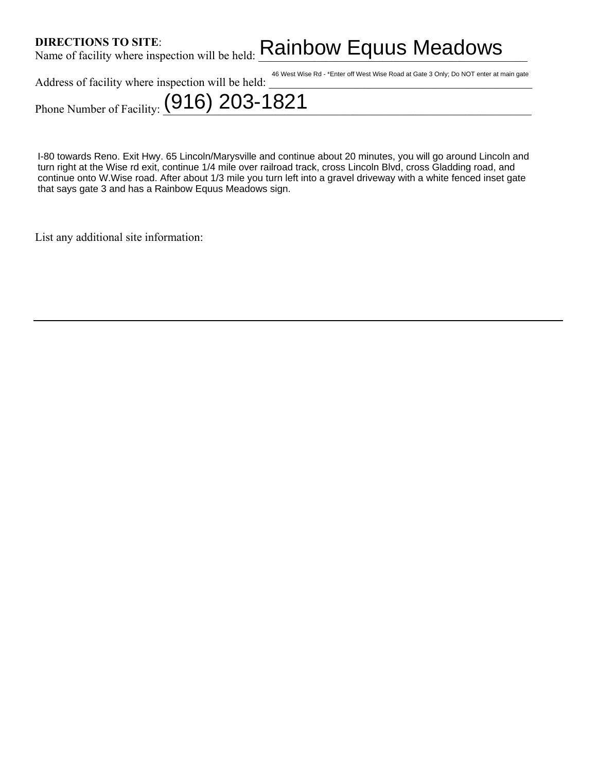**DIRECTIONS TO SITE**:

Name of facility where inspection will be held: Rainbow Equus Meadows

Address of facility where inspection will be held: 46 West Wise Rd - *Enter off West Wise Road at Gate 3 Only; Do NOT enter at main gate

Phone Number of Facility: (916) 203-1821

I-80 towards Reno. Exit Hwy. 65 Lincoln/Marysville and continue about 20 minutes, you will go around Lincoln and turn right at the Wise rd exit, continue 1/4 mile over railroad track, cross Lincoln Blvd, cross Gladding road, and continue onto W.Wise road. After about 1/3 mile you turn left into a gravel driveway with a white fenced inset gate that says gate 3 and has a Rainbow Equus Meadows sign.

List any additional site information:

---